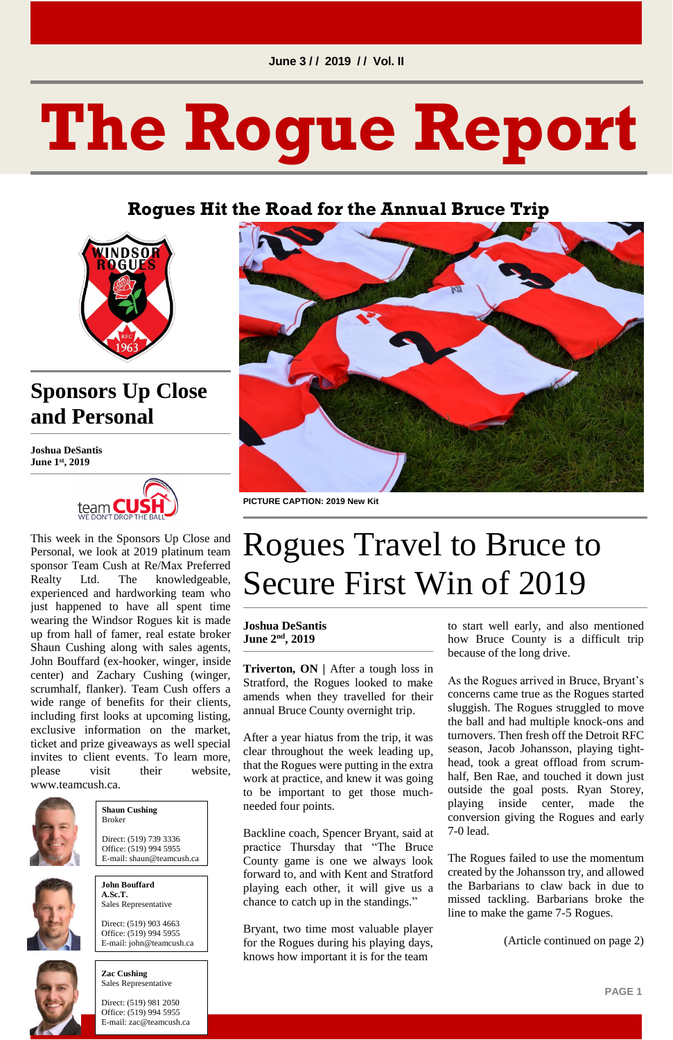June 3 / / 2019 / / Vol. II

# The Rogue Report

## Rogues Hit the Road for the Annual Bruce Trip

PICTURE CAPTION: 2019 New Kit

## Sponsors Up Close and Personal

**Joshua DeSantis**
**June 1st, 2019**

This week in the Sponsors Up Close and Personal, we look at 2019 platinum team sponsor Team Cush at Re/Max Preferred Realty Ltd. The knowledgeable, experienced and hardworking team who just happened to have all spent time wearing the Windsor Rogues kit is made up from hall of famer, real estate broker Shaun Cushing along with sales agents, John Bouffard (ex-hooker, winger, inside center) and Zachary Cushing (winger, scrumhalf, flanker). Team Cush offers a wide range of benefits for their clients, including first looks at upcoming listing, exclusive information on the market, ticket and prize giveaways as well special invites to client events. To learn more, please visit their website, www.teamcush.ca.

**Shaun Cushing**
Broker

Direct: (519) 739 3336
Office: (519) 994 5955
E-mail: shaun@teamcush.ca

**John Bouffard A.Sc.T.**
Sales Representative

Direct: (519) 903 4663
Office: (519) 994 5955
E-mail: john@teamcush.ca

**Zac Cushing**
Sales Representative

Direct: (519) 981 2050
Office: (519) 994 5955
E-mail: zac@teamcush.ca

# Rogues Travel to Bruce to Secure First Win of 2019

**Joshua DeSantis**
**June 2nd, 2019**

**Triverton, ON |** After a tough loss in Stratford, the Rogues looked to make amends when they travelled for their annual Bruce County overnight trip.

After a year hiatus from the trip, it was clear throughout the week leading up, that the Rogues were putting in the extra work at practice, and knew it was going to be important to get those much-needed four points.

Backline coach, Spencer Bryant, said at practice Thursday that "The Bruce County game is one we always look forward to, and with Kent and Stratford playing each other, it will give us a chance to catch up in the standings."

Bryant, two time most valuable player for the Rogues during his playing days, knows how important it is for the team to start well early, and also mentioned how Bruce County is a difficult trip because of the long drive.

As the Rogues arrived in Bruce, Bryant's concerns came true as the Rogues started sluggish. The Rogues struggled to move the ball and had multiple knock-ons and turnovers. Then fresh off the Detroit RFC season, Jacob Johansson, playing tight-head, took a great offload from scrum-half, Ben Rae, and touched it down just outside the goal posts. Ryan Storey, playing inside center, made the conversion giving the Rogues and early 7-0 lead.

The Rogues failed to use the momentum created by the Johansson try, and allowed the Barbarians to claw back in due to missed tackling. Barbarians broke the line to make the game 7-5 Rogues.

(Article continued on page 2)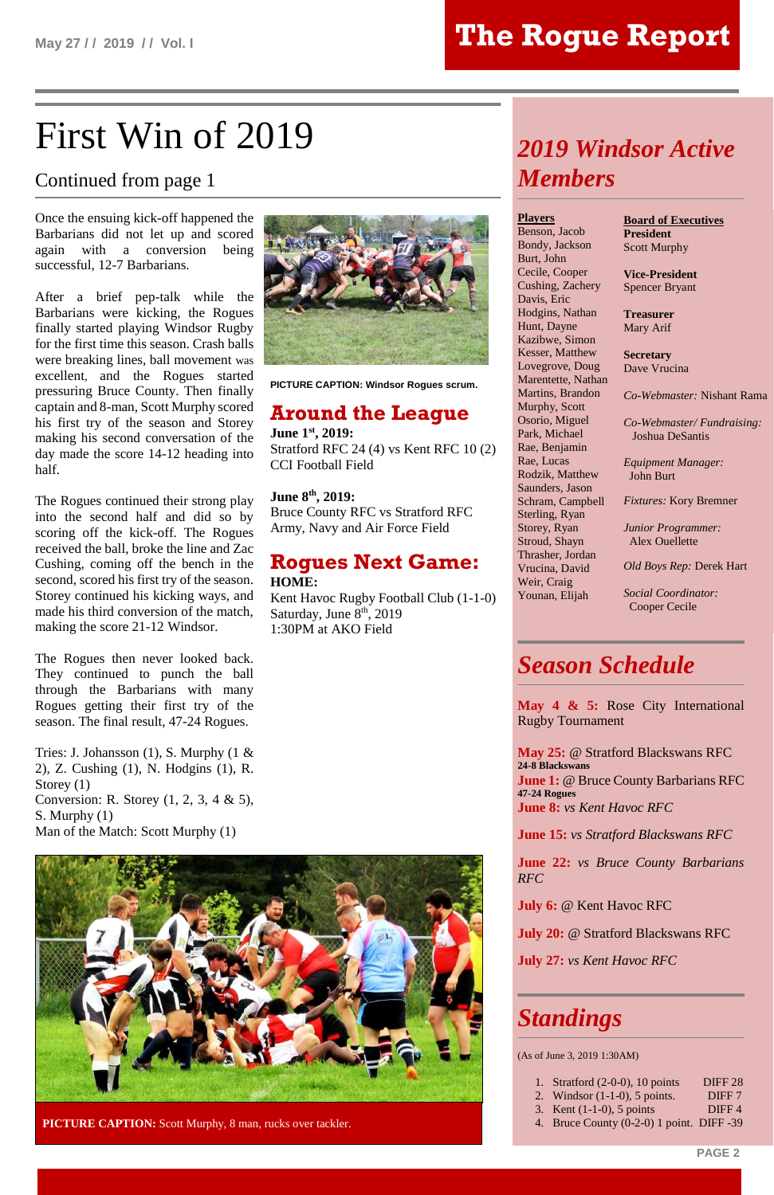# First Win of 2019

## Continued from page 1

Once the ensuing kick-off happened the Barbarians did not let up and scored again with a conversion being successful, 12-7 Barbarians.

After a brief pep-talk while the Barbarians were kicking, the Rogues finally started playing Windsor Rugby for the first time this season. Crash balls were breaking lines, ball movement was excellent, and the Rogues started pressuring Bruce County. Then finally captain and 8-man, Scott Murphy scored his first try of the season and Storey making his second conversation of the day made the score 14-12 heading into half.

The Rogues continued their strong play into the second half and did so by scoring off the kick-off. The Rogues received the ball, broke the line and Zac Cushing, coming off the bench in the second, scored his first try of the season. Storey continued his kicking ways, and made his third conversion of the match, making the score 21-12 Windsor.

The Rogues then never looked back. They continued to punch the ball through the Barbarians with many Rogues getting their first try of the season. The final result, 47-24 Rogues.

Tries: J. Johansson (1), S. Murphy (1 & 2), Z. Cushing (1), N. Hodgins (1), R. Storey (1)
Conversion: R. Storey (1, 2, 3, 4 & 5), S. Murphy (1)
Man of the Match: Scott Murphy (1)

**PICTURE CAPTION:** Windsor Rogues scrum.

## Around the League

**June 1st, 2019:**
Stratford RFC 24 (4) vs Kent RFC 10 (2)
CCI Football Field

**June 8th, 2019:**
Bruce County RFC vs Stratford RFC
Army, Navy and Air Force Field

## Rogues Next Game:

**HOME:**
Kent Havoc Rugby Football Club (1-1-0)
Saturday, June 8th, 2019
1:30PM at AKO Field

**PICTURE CAPTION:** Scott Murphy, 8 man, rucks over tackler.

## 2019 Windsor Active Members

**Players**
Benson, Jacob
Bondy, Jackson
Burt, John
Cecile, Cooper
Cushing, Zachery
Davis, Eric
Hodgins, Nathan
Hunt, Dayne
Kazibwe, Simon
Kesser, Matthew
Lovegrove, Doug
Marentette, Nathan
Martins, Brandon
Murphy, Scott
Osorio, Miguel
Park, Michael
Rae, Benjamin
Rae, Lucas
Rodzik, Matthew
Saunders, Jason
Schram, Campbell
Sterling, Ryan
Storey, Ryan
Stroud, Shayn
Thrasher, Jordan
Vrucina, David
Weir, Craig
Younan, Elijah

**Board of Executives**

**President**
Scott Murphy

**Vice-President**
Spencer Bryant

**Treasurer**
Mary Arif

**Secretary**
Dave Vrucina

*Co-Webmaster:* Nishant Rama

*Co-Webmaster/ Fundraising:* Joshua DeSantis

*Equipment Manager:* John Burt

*Fixtures:* Kory Bremner

*Junior Programmer:* Alex Ouellette

*Old Boys Rep:* Derek Hart

*Social Coordinator:* Cooper Cecile

## Season Schedule

**May 4 & 5:** Rose City International Rugby Tournament

**May 25:** @ Stratford Blackswans RFC
**24-8 Blackswans**
**June 1:** @ Bruce County Barbarians RFC
**47-24 Rogues**
**June 8:** *vs Kent Havoc RFC*

**June 15:** *vs Stratford Blackswans RFC*

**June 22:** *vs Bruce County Barbarians RFC*

**July 6:** @ Kent Havoc RFC

**July 20:** @ Stratford Blackswans RFC

**July 27:** *vs Kent Havoc RFC*

## Standings

(As of June 3, 2019 1:30AM)

1. Stratford (2-0-0), 10 points — DIFF 28
2. Windsor (1-1-0), 5 points. — DIFF 7
3. Kent (1-1-0), 5 points — DIFF 4
4. Bruce County (0-2-0) 1 point. — DIFF -39